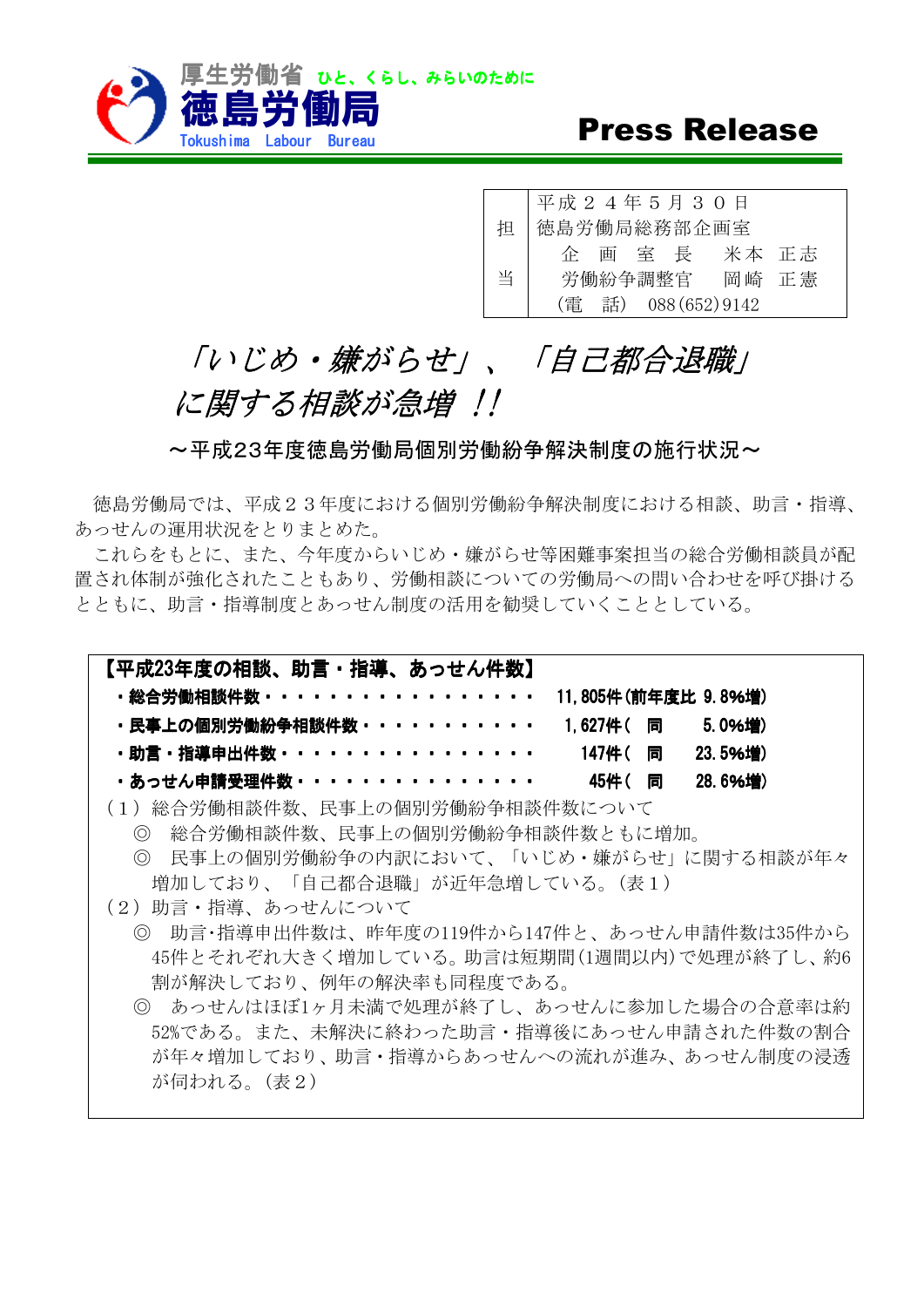厚生労働省 ひと、くらし、みらいのために

徳島労働局

Tokushima Labour Bureau

**Press Release**

| 担当 | 平成２４年５月３０日<br>徳島労働局総務部企画室<br>企　画　室　長　　米本　正志<br>労働紛争調整官　　岡崎　正憲<br>（電　話）　088(652)9142 |
|---|---|

# *「いじめ・嫌がらせ」、「自己都合退職」に関する相談が急増 !!*

## ～平成23年度徳島労働局個別労働紛争解決制度の施行状況～

徳島労働局では、平成２３年度における個別労働紛争解決制度における相談、助言・指導、あっせんの運用状況をとりまとめた。

これらをもとに、また、今年度からいじめ・嫌がらせ等困難事案担当の総合労働相談員が配置され体制が強化されたこともあり、労働相談についての労働局への問い合わせを呼び掛けるとともに、助言・指導制度とあっせん制度の活用を勧奨していくこととしている。

**【平成23年度の相談、助言・指導、あっせん件数】**

- **総合労働相談件数・・・・・・・・・・・・・・・・・　11,805件（前年度比 9.8%増）**
- **民事上の個別労働紛争相談件数・・・・・・・・・・・　1,627件（　同　　5.0%増）**
- **助言・指導申出件数・・・・・・・・・・・・・・・・　147件（　同　　23.5%増）**
- **あっせん申請受理件数・・・・・・・・・・・・・・・　45件（　同　　28.6%増）**

（１）総合労働相談件数、民事上の個別労働紛争相談件数について

◎　総合労働相談件数、民事上の個別労働紛争相談件数ともに増加。

◎　民事上の個別労働紛争の内訳において、「いじめ・嫌がらせ」に関する相談が年々増加しており、「自己都合退職」が近年急増している。（表１）

（２）助言・指導、あっせんについて

◎　助言･指導申出件数は、昨年度の119件から147件と、あっせん申請件数は35件から45件とそれぞれ大きく増加している。助言は短期間(1週間以内)で処理が終了し、約6割が解決しており、例年の解決率も同程度である。

◎　あっせんはほぼ1ヶ月未満で処理が終了し、あっせんに参加した場合の合意率は約52%である。また、未解決に終わった助言・指導後にあっせん申請された件数の割合が年々増加しており、助言・指導からあっせんへの流れが進み、あっせん制度の浸透が伺われる。（表２）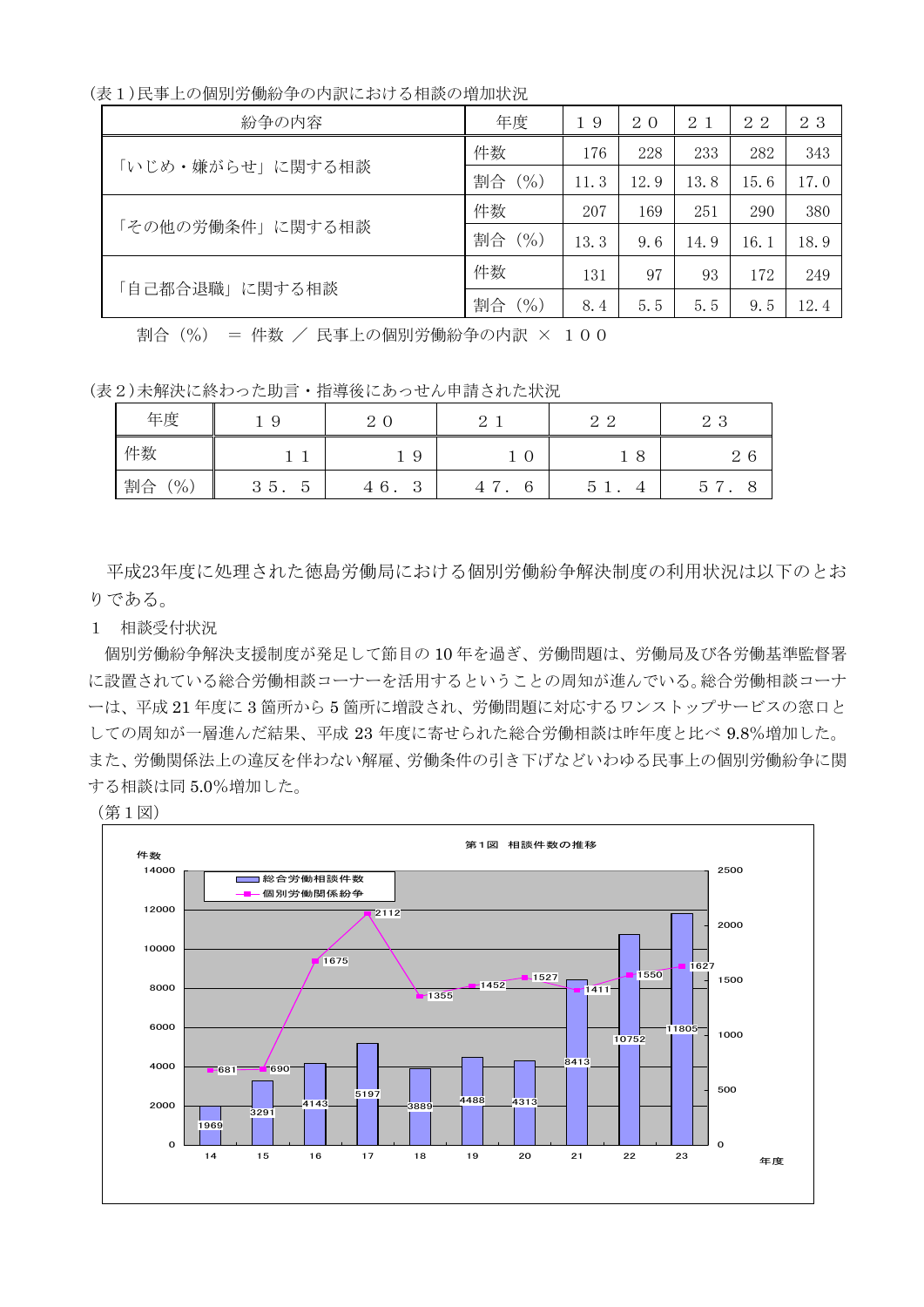(表１)民事上の個別労働紛争の内訳における相談の増加状況

| 紛争の内容 | 年度 | １９ | ２０ | ２１ | ２２ | ２３ |
|---|---|---|---|---|---|---|
| 「いじめ・嫌がらせ」に関する相談 | 件数 | 176 | 228 | 233 | 282 | 343 |
| | 割合（%） | 11.3 | 12.9 | 13.8 | 15.6 | 17.0 |
| 「その他の労働条件」に関する相談 | 件数 | 207 | 169 | 251 | 290 | 380 |
| | 割合（%） | 13.3 | 9.6 | 14.9 | 16.1 | 18.9 |
| 「自己都合退職」に関する相談 | 件数 | 131 | 97 | 93 | 172 | 249 |
| | 割合（%） | 8.4 | 5.5 | 5.5 | 9.5 | 12.4 |

割合（%） ＝ 件数 ／ 民事上の個別労働紛争の内訳 × １００

(表２)未解決に終わった助言・指導後にあっせん申請された状況

| 年度 | １９ | ２０ | ２１ | ２２ | ２３ |
|---|---|---|---|---|---|
| 件数 | １１ | １９ | １０ | １８ | ２６ |
| 割合（%） | ３５．５ | ４６．３ | ４７．６ | ５１．４ | ５７．８ |

平成23年度に処理された徳島労働局における個別労働紛争解決制度の利用状況は以下のとおりである。

１　相談受付状況

個別労働紛争解決支援制度が発足して節目の 10 年を過ぎ、労働問題は、労働局及び各労働基準監督署に設置されている総合労働相談コーナーを活用するということの周知が進んでいる。総合労働相談コーナーは、平成 21 年度に 3 箇所から 5 箇所に増設され、労働問題に対応するワンストップサービスの窓口としての周知が一層進んだ結果、平成 23 年度に寄せられた総合労働相談は昨年度と比べ 9.8%増加した。また、労働関係法上の違反を伴わない解雇、労働条件の引き下げなどいわゆる民事上の個別労働紛争に関する相談は同 5.0%増加した。

（第１図）

第１図　相談件数の推移

| 年度 | 総合労働相談件数 | 個別労働関係紛争 |
|---|---|---|
| 14 | 1969 | 681 |
| 15 | 3291 | 690 |
| 16 | 4143 | 1675 |
| 17 | 5197 | 2112 |
| 18 | 3889 | 1355 |
| 19 | 4488 | 1452 |
| 20 | 4313 | 1527 |
| 21 | 8413 | 1411 |
| 22 | 10752 | 1550 |
| 23 | 11805 | 1627 |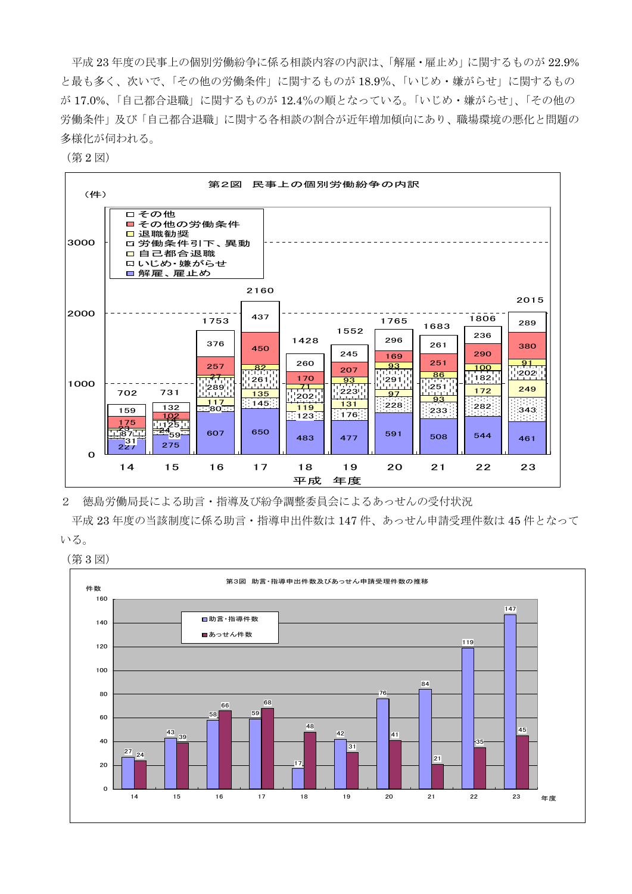平成 23 年度の民事上の個別労働紛争に係る相談内容の内訳は、「解雇・雇止め」に関するものが 22.9%と最も多く、次いで、「その他の労働条件」に関するものが 18.9%、「いじめ・嫌がらせ」に関するものが 17.0%、「自己都合退職」に関するものが 12.4%の順となっている。「いじめ・嫌がらせ」、「その他の労働条件」及び「自己都合退職」に関する各相談の割合が近年増加傾向にあり、職場環境の悪化と問題の多様化が伺われる。

（第 2 図）

**第2図　民事上の個別労働紛争の内訳**

（件）

| 平成 年度 | 14 | 15 | 16 | 17 | 18 | 19 | 20 | 21 | 22 | 23 |
|---|---|---|---|---|---|---|---|---|---|---|
| 解雇、雇止め | 227 | 275 | 607 | 650 | 483 | 477 | 591 | 508 | 544 | 461 |
| いじめ・嫌がらせ | 31 | 59 | 80 | 145 | 123 | 176 | 228 | 233 | 282 | 343 |
| 自己都合退職 | - | 24 | 117 | 135 | 119 | 131 | 97 | 93 | 172 | 249 |
| 労働条件引下、異動 | 87 | 125 | 289 | 261 | 202 | 223 | 291 | 251 | 182 | 202 |
| 退職勧奨 | 23 | 14 | 27 | 82 | 71 | 93 | 93 | 86 | 100 | 91 |
| その他の労働条件 | 175 | 102 | 257 | 450 | 170 | 207 | 169 | 251 | 290 | 380 |
| その他 | 159 | 132 | 376 | 437 | 260 | 245 | 296 | 261 | 236 | 289 |
| 合計 | 702 | 731 | 1753 | 2160 | 1428 | 1552 | 1765 | 1683 | 1806 | 2015 |

2　徳島労働局長による助言・指導及び紛争調整委員会によるあっせんの受付状況

平成 23 年度の当該制度に係る助言・指導申出件数は 147 件、あっせん申請受理件数は 45 件となっている。

（第 3 図）

**第3図　助言・指導申出件数及びあっせん申請受理件数の推移**

（件数）

| 年度 | 14 | 15 | 16 | 17 | 18 | 19 | 20 | 21 | 22 | 23 |
|---|---|---|---|---|---|---|---|---|---|---|
| 助言・指導件数 | 27 | 43 | 58 | 59 | 17 | 42 | 76 | 84 | 119 | 147 |
| あっせん件数 | 24 | 39 | 66 | 68 | 48 | 31 | 41 | 21 | 35 | 45 |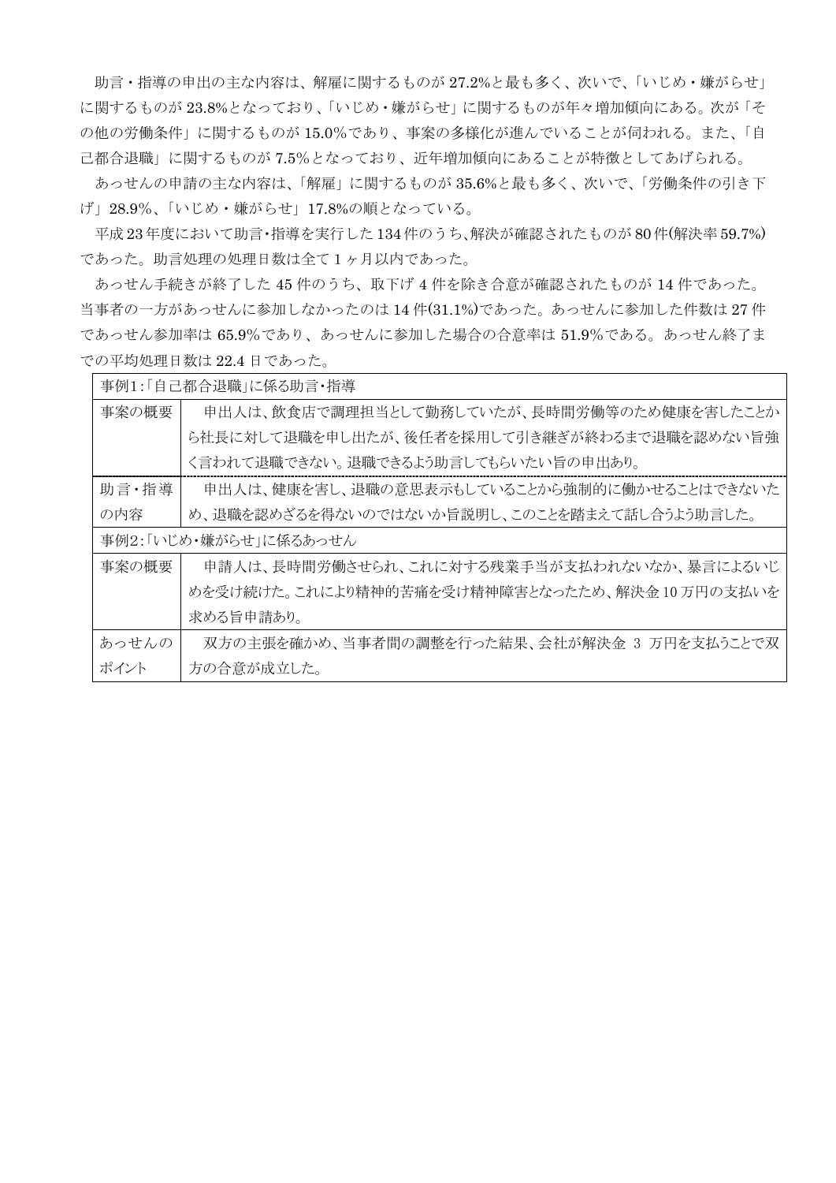助言・指導の申出の主な内容は、解雇に関するものが 27.2%と最も多く、次いで、「いじめ・嫌がらせ」に関するものが 23.8%となっており、「いじめ・嫌がらせ」に関するものが年々増加傾向にある。次が「その他の労働条件」に関するものが 15.0%であり、事案の多様化が進んでいることが伺われる。また、「自己都合退職」に関するものが 7.5%となっており、近年増加傾向にあることが特徴としてあげられる。

あっせんの申請の主な内容は、「解雇」に関するものが 35.6%と最も多く、次いで、「労働条件の引き下げ」28.9%、「いじめ・嫌がらせ」17.8%の順となっている。

平成 23 年度において助言・指導を実行した 134 件のうち、解決が確認されたものが 80 件(解決率 59.7%)であった。助言処理の処理日数は全て 1 ヶ月以内であった。

あっせん手続きが終了した 45 件のうち、取下げ 4 件を除き合意が確認されたものが 14 件であった。当事者の一方があっせんに参加しなかったのは 14 件(31.1%)であった。あっせんに参加した件数は 27 件であっせん参加率は 65.9%であり、あっせんに参加した場合の合意率は 51.9%である。あっせん終了までの平均処理日数は 22.4 日であった。

| 事例1:「自己都合退職」に係る助言・指導 | |
|---|---|
| 事案の概要 | 申出人は、飲食店で調理担当として勤務していたが、長時間労働等のため健康を害したことから社長に対して退職を申し出たが、後任者を採用して引き継ぎが終わるまで退職を認めない旨強く言われて退職できない。退職できるよう助言してもらいたい旨の申出あり。 |
| 助言・指導の内容 | 申出人は、健康を害し、退職の意思表示もしていることから強制的に働かせることはできないため、退職を認めざるを得ないのではないか旨説明し、このことを踏まえて話し合うよう助言した。 |
| 事例2:「いじめ・嫌がらせ」に係るあっせん | |
| 事案の概要 | 申請人は、長時間労働させられ、これに対する残業手当が支払われないなか、暴言によるいじめを受け続けた。これにより精神的苦痛を受け精神障害となったため、解決金 10 万円の支払いを求める旨申請あり。 |
| あっせんのポイント | 双方の主張を確かめ、当事者間の調整を行った結果、会社が解決金 3 万円を支払うことで双方の合意が成立した。 |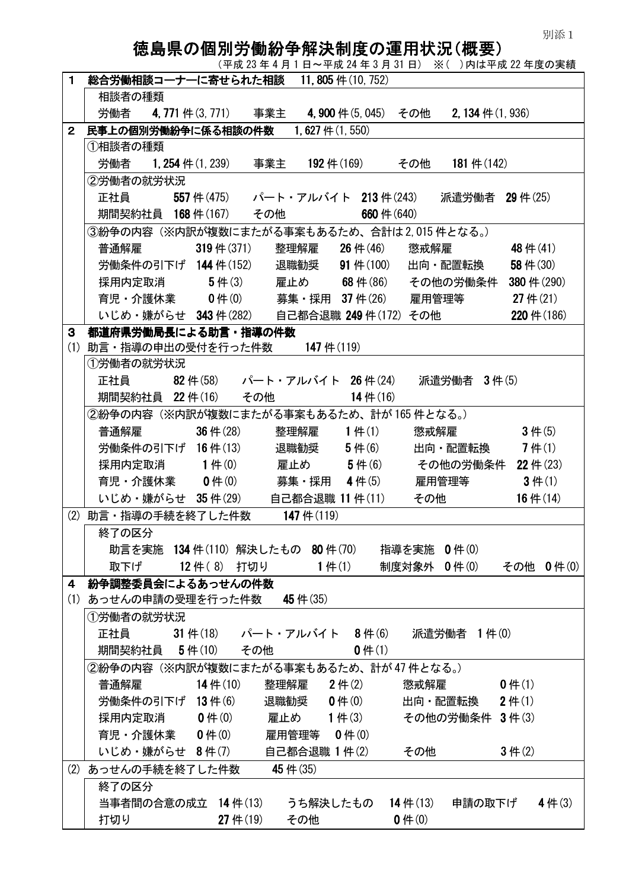別添１

# 徳島県の個別労働紛争解決制度の運用状況（概要）

（平成 23 年 4 月 1 日～平成 24 年 3 月 31 日） ※（ ）内は平成 22 年度の実績

## 1 総合労働相談コーナーに寄せられた相談 **11,805 件**(10,752)

相談者の種類

労働者 **4,771 件**(3,771)　事業主 **4,900 件**(5,045)　その他 **2,134 件**(1,936)

## 2 民事上の個別労働紛争に係る相談の件数 **1,627 件**(1,550)

①相談者の種類

労働者 **1,254 件**(1,239)　事業主 **192 件**(169)　その他 **181 件**(142)

②労働者の就労状況

| | | | | | |
|---|---|---|---|---|---|
| 正社員 | **557 件**(475) | パート・アルバイト | **213 件**(243) | 派遣労働者 | **29 件**(25) |
| 期間契約社員 | **168 件**(167) | その他 | **660 件**(640) | | |

③紛争の内容（※内訳が複数にまたがる事案もあるため、合計は 2,015 件となる。）

| | | | | | |
|---|---|---|---|---|---|
| 普通解雇 | **319 件**(371) | 整理解雇 | **26 件**(46) | 懲戒解雇 | **48 件**(41) |
| 労働条件の引下げ | **144 件**(152) | 退職勧奨 | **91 件**(100) | 出向・配置転換 | **58 件**(30) |
| 採用内定取消 | **5 件**(3) | 雇止め | **68 件**(86) | その他の労働条件 | **380 件**(290) |
| 育児・介護休業 | **0 件**(0) | 募集・採用 | **37 件**(26) | 雇用管理等 | **27 件**(21) |
| いじめ・嫌がらせ | **343 件**(282) | 自己都合退職 | **249 件**(172) | その他 | **220 件**(186) |

## 3 都道府県労働局長による助言・指導の件数

### (1) 助言・指導の申出の受付を行った件数 **147 件**(119)

①労働者の就労状況

| | | | | | |
|---|---|---|---|---|---|
| 正社員 | **82 件**(58) | パート・アルバイト | **26 件**(24) | 派遣労働者 | **3 件**(5) |
| 期間契約社員 | **22 件**(16) | その他 | **14 件**(16) | | |

②紛争の内容（※内訳が複数にまたがる事案もあるため、計が 165 件となる。）

| | | | | | |
|---|---|---|---|---|---|
| 普通解雇 | **36 件**(28) | 整理解雇 | **1 件**(1) | 懲戒解雇 | **3 件**(5) |
| 労働条件の引下げ | **16 件**(13) | 退職勧奨 | **5 件**(6) | 出向・配置転換 | **7 件**(1) |
| 採用内定取消 | **1 件**(0) | 雇止め | **5 件**(6) | その他の労働条件 | **22 件**(23) |
| 育児・介護休業 | **0 件**(0) | 募集・採用 | **4 件**(5) | 雇用管理等 | **3 件**(1) |
| いじめ・嫌がらせ | **35 件**(29) | 自己都合退職 | **11 件**(11) | その他 | **16 件**(14) |

### (2) 助言・指導の手続を終了した件数 **147 件**(119)

終了の区分

| | | | | | | | |
|---|---|---|---|---|---|---|---|
| 助言を実施 | **134 件**(110) | 解決したもの | **80 件**(70) | 指導を実施 | **0 件**(0) | | |
| 取下げ | **12 件**( 8) | 打切り | **1 件**(1) | 制度対象外 | **0 件**(0) | その他 | **0 件**(0) |

## 4 紛争調整委員会によるあっせんの件数

### (1) あっせんの申請の受理を行った件数 **45 件**(35)

①労働者の就労状況

| | | | | | |
|---|---|---|---|---|---|
| 正社員 | **31 件**(18) | パート・アルバイト | **8 件**(6) | 派遣労働者 | **1 件**(0) |
| 期間契約社員 | **5 件**(10) | その他 | **0 件**(1) | | |

②紛争の内容（※内訳が複数にまたがる事案もあるため、計が 47 件となる。）

| | | | | | |
|---|---|---|---|---|---|
| 普通解雇 | **14 件**(10) | 整理解雇 | **2 件**(2) | 懲戒解雇 | **0 件**(1) |
| 労働条件の引下げ | **13 件**(6) | 退職勧奨 | **0 件**(0) | 出向・配置転換 | **2 件**(1) |
| 採用内定取消 | **0 件**(0) | 雇止め | **1 件**(3) | その他の労働条件 | **3 件**(3) |
| 育児・介護休業 | **0 件**(0) | 雇用管理等 | **0 件**(0) | | |
| いじめ・嫌がらせ | **8 件**(7) | 自己都合退職 | **1 件**(2) | その他 | **3 件**(2) |

### (2) あっせんの手続を終了した件数 **45 件**(35)

終了の区分

| | | | | | |
|---|---|---|---|---|---|
| 当事者間の合意の成立 | **14 件**(13) | うち解決したもの | **14 件**(13) | 申請の取下げ | **4 件**(3) |
| 打切り | **27 件**(19) | その他 | **0 件**(0) | | |